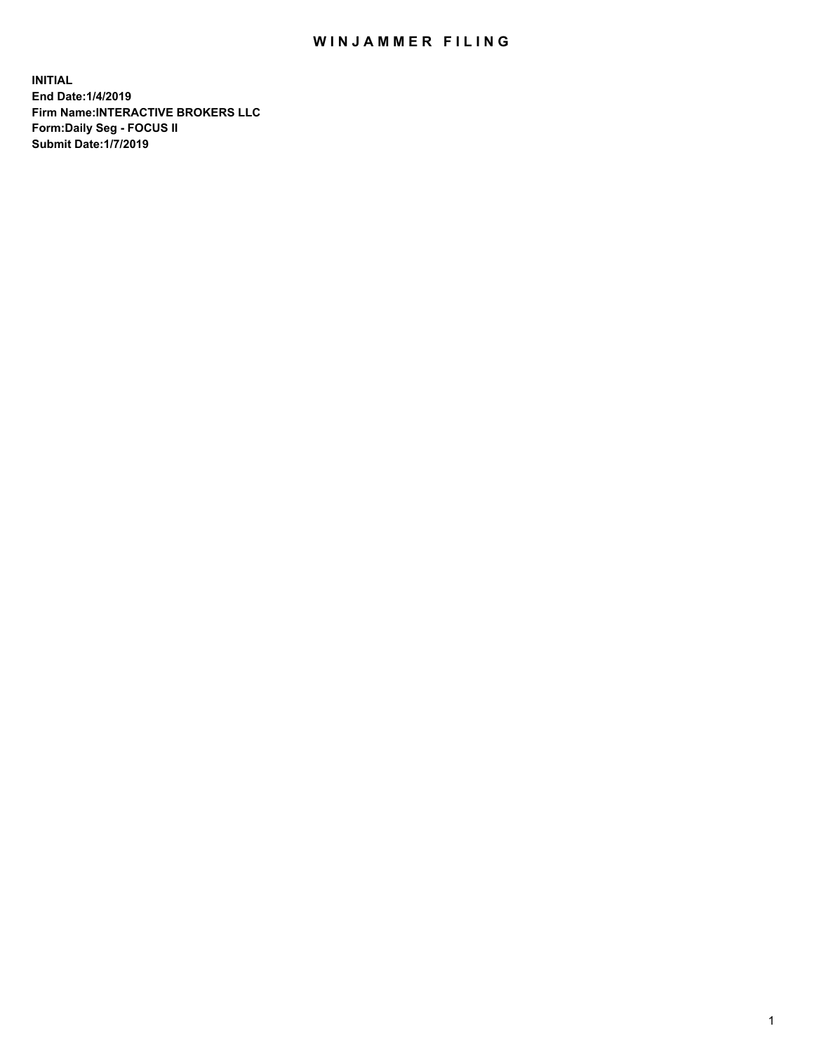# WINJAMMER FILING

**INITIAL**
**End Date:1/4/2019**
**Firm Name:INTERACTIVE BROKERS LLC**
**Form:Daily Seg - FOCUS II**
**Submit Date:1/7/2019**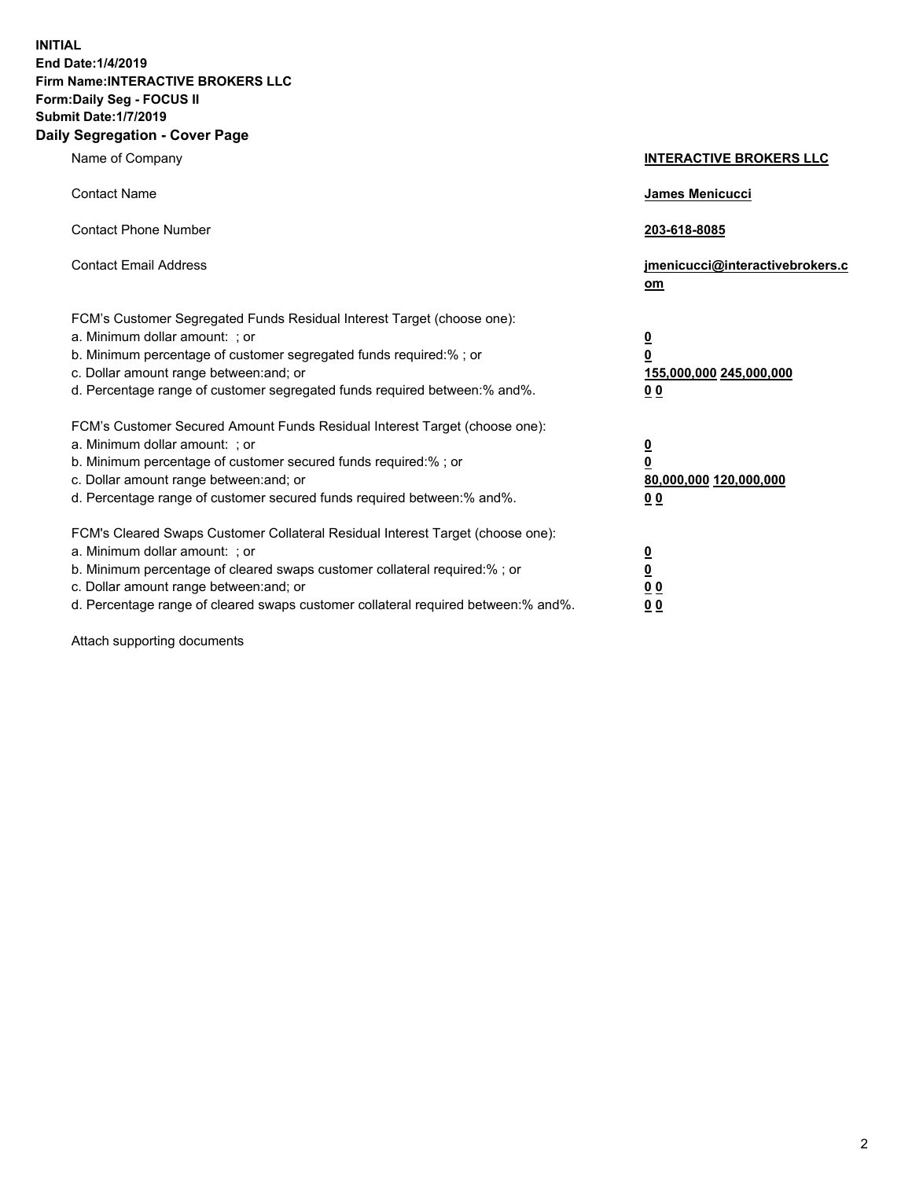**INITIAL**
**End Date:1/4/2019**
**Firm Name:INTERACTIVE BROKERS LLC**
**Form:Daily Seg - FOCUS II**
**Submit Date:1/7/2019**

## Daily Segregation - Cover Page

| | |
|---|---|
| Name of Company | **INTERACTIVE BROKERS LLC** |
| Contact Name | **James Menicucci** |
| Contact Phone Number | **203-618-8085** |
| Contact Email Address | **jmenicucci@interactivebrokers.com** |
| FCM's Customer Segregated Funds Residual Interest Target (choose one): | |
| a. Minimum dollar amount: ; or | **0** |
| b. Minimum percentage of customer segregated funds required:% ; or | **0** |
| c. Dollar amount range between:and; or | **155,000,000 245,000,000** |
| d. Percentage range of customer segregated funds required between:% and%. | **0 0** |
| FCM's Customer Secured Amount Funds Residual Interest Target (choose one): | |
| a. Minimum dollar amount: ; or | **0** |
| b. Minimum percentage of customer secured funds required:% ; or | **0** |
| c. Dollar amount range between:and; or | **80,000,000 120,000,000** |
| d. Percentage range of customer secured funds required between:% and%. | **0 0** |
| FCM's Cleared Swaps Customer Collateral Residual Interest Target (choose one): | |
| a. Minimum dollar amount: ; or | **0** |
| b. Minimum percentage of cleared swaps customer collateral required:% ; or | **0** |
| c. Dollar amount range between:and; or | **0 0** |
| d. Percentage range of cleared swaps customer collateral required between:% and%. | **0 0** |

Attach supporting documents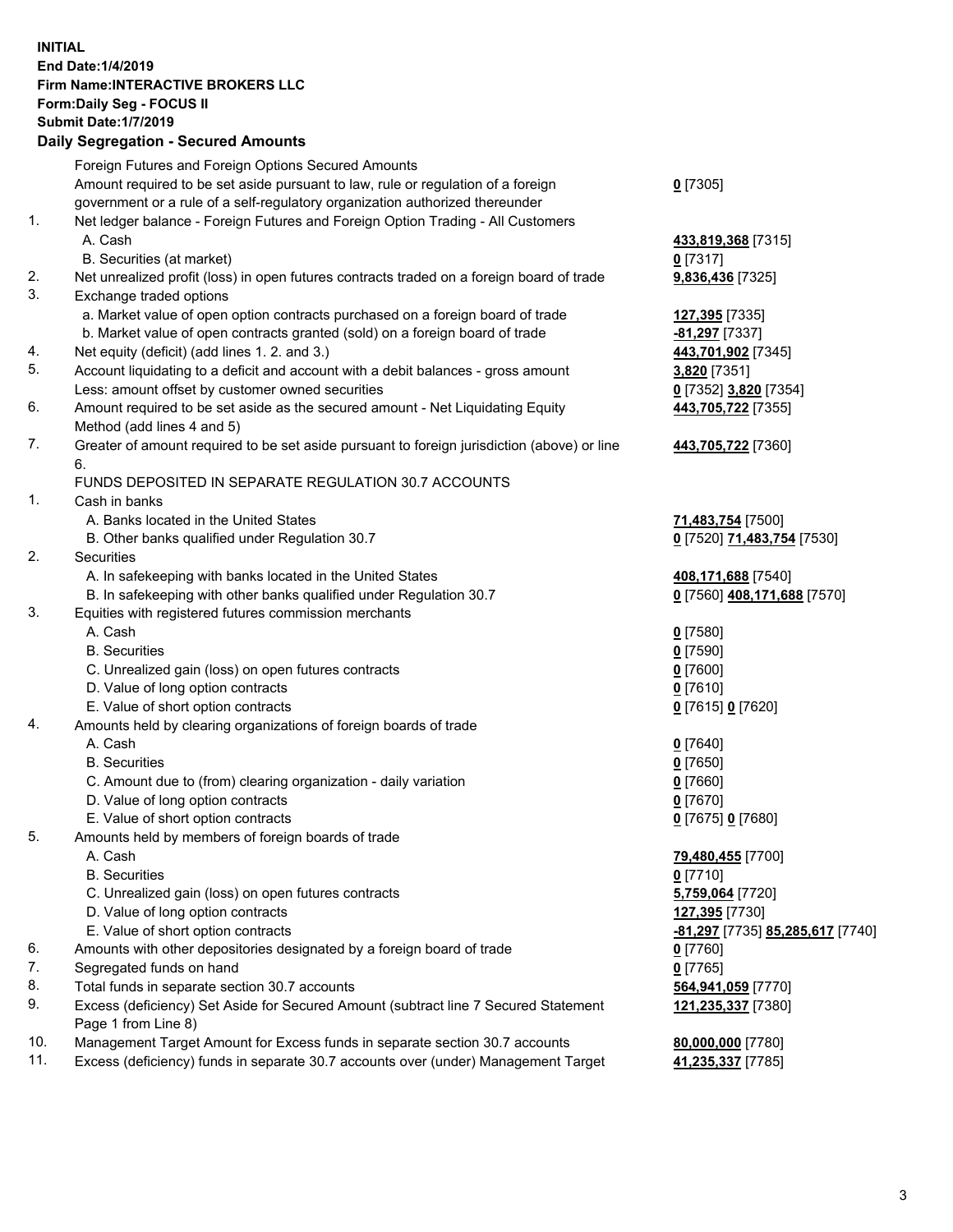**INITIAL**
**End Date:1/4/2019**
**Firm Name:INTERACTIVE BROKERS LLC**
**Form:Daily Seg - FOCUS II**
**Submit Date:1/7/2019**

## Daily Segregation - Secured Amounts

| | | |
|---|---|---|
| | Foreign Futures and Foreign Options Secured Amounts | |
| | Amount required to be set aside pursuant to law, rule or regulation of a foreign government or a rule of a self-regulatory organization authorized thereunder | **0** [7305] |
| 1. | Net ledger balance - Foreign Futures and Foreign Option Trading - All Customers | |
| | A. Cash | **433,819,368** [7315] |
| | B. Securities (at market) | **0** [7317] |
| 2. | Net unrealized profit (loss) in open futures contracts traded on a foreign board of trade | **9,836,436** [7325] |
| 3. | Exchange traded options | |
| | a. Market value of open option contracts purchased on a foreign board of trade | **127,395** [7335] |
| | b. Market value of open contracts granted (sold) on a foreign board of trade | **-81,297** [7337] |
| 4. | Net equity (deficit) (add lines 1. 2. and 3.) | **443,701,902** [7345] |
| 5. | Account liquidating to a deficit and account with a debit balances - gross amount | **3,820** [7351] |
| | Less: amount offset by customer owned securities | **0** [7352] **3,820** [7354] |
| 6. | Amount required to be set aside as the secured amount - Net Liquidating Equity Method (add lines 4 and 5) | **443,705,722** [7355] |
| 7. | Greater of amount required to be set aside pursuant to foreign jurisdiction (above) or line 6. | **443,705,722** [7360] |
| | FUNDS DEPOSITED IN SEPARATE REGULATION 30.7 ACCOUNTS | |
| 1. | Cash in banks | |
| | A. Banks located in the United States | **71,483,754** [7500] |
| | B. Other banks qualified under Regulation 30.7 | **0** [7520] **71,483,754** [7530] |
| 2. | Securities | |
| | A. In safekeeping with banks located in the United States | **408,171,688** [7540] |
| | B. In safekeeping with other banks qualified under Regulation 30.7 | **0** [7560] **408,171,688** [7570] |
| 3. | Equities with registered futures commission merchants | |
| | A. Cash | **0** [7580] |
| | B. Securities | **0** [7590] |
| | C. Unrealized gain (loss) on open futures contracts | **0** [7600] |
| | D. Value of long option contracts | **0** [7610] |
| | E. Value of short option contracts | **0** [7615] **0** [7620] |
| 4. | Amounts held by clearing organizations of foreign boards of trade | |
| | A. Cash | **0** [7640] |
| | B. Securities | **0** [7650] |
| | C. Amount due to (from) clearing organization - daily variation | **0** [7660] |
| | D. Value of long option contracts | **0** [7670] |
| | E. Value of short option contracts | **0** [7675] **0** [7680] |
| 5. | Amounts held by members of foreign boards of trade | |
| | A. Cash | **79,480,455** [7700] |
| | B. Securities | **0** [7710] |
| | C. Unrealized gain (loss) on open futures contracts | **5,759,064** [7720] |
| | D. Value of long option contracts | **127,395** [7730] |
| | E. Value of short option contracts | **-81,297** [7735] **85,285,617** [7740] |
| 6. | Amounts with other depositories designated by a foreign board of trade | **0** [7760] |
| 7. | Segregated funds on hand | **0** [7765] |
| 8. | Total funds in separate section 30.7 accounts | **564,941,059** [7770] |
| 9. | Excess (deficiency) Set Aside for Secured Amount (subtract line 7 Secured Statement Page 1 from Line 8) | **121,235,337** [7380] |
| 10. | Management Target Amount for Excess funds in separate section 30.7 accounts | **80,000,000** [7780] |
| 11. | Excess (deficiency) funds in separate 30.7 accounts over (under) Management Target | **41,235,337** [7785] |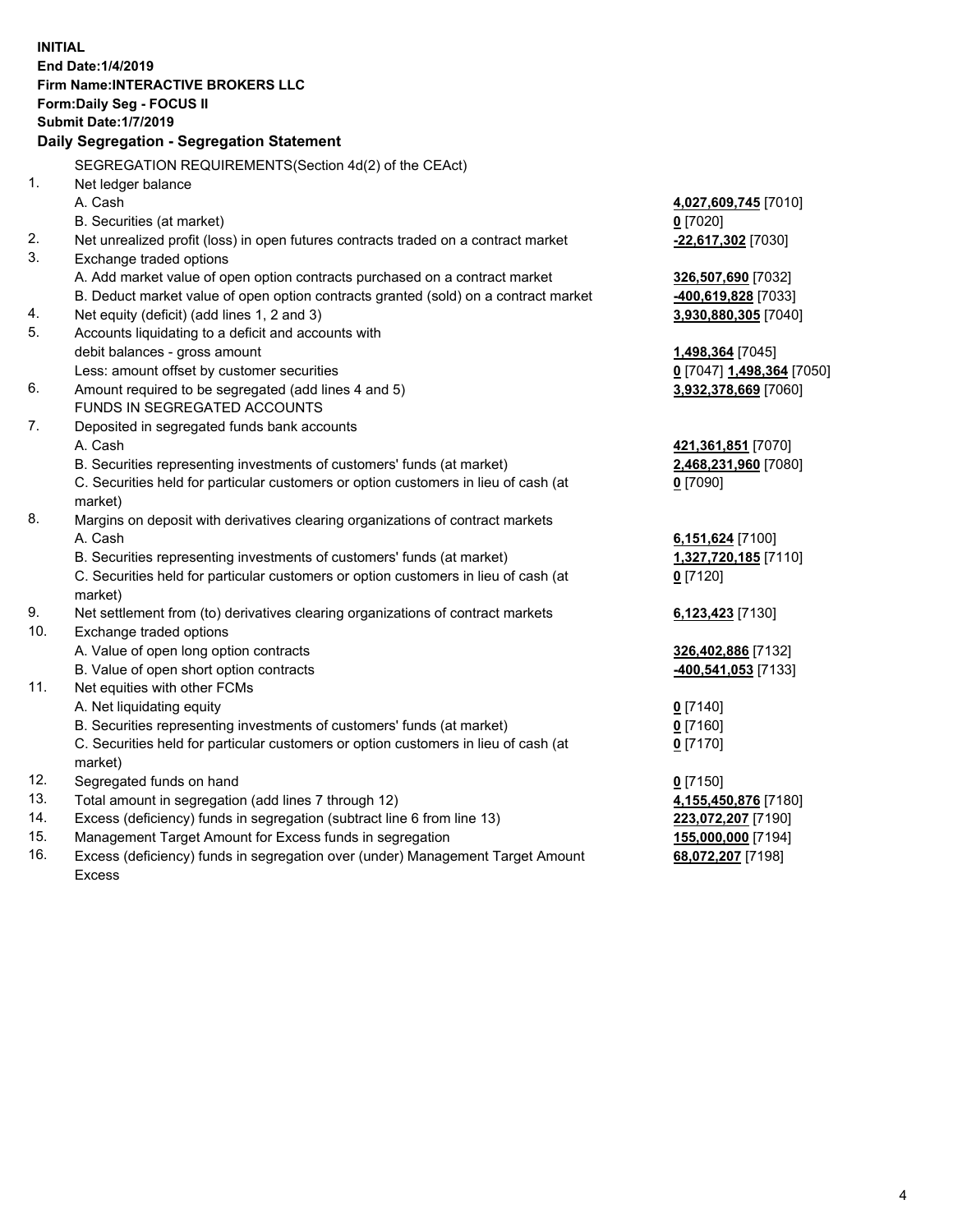**INITIAL**
**End Date:1/4/2019**
**Firm Name:INTERACTIVE BROKERS LLC**
**Form:Daily Seg - FOCUS II**
**Submit Date:1/7/2019**

## Daily Segregation - Segregation Statement

SEGREGATION REQUIREMENTS(Section 4d(2) of the CEAct)

| | | |
|---|---|---|
| 1. | Net ledger balance | |
| | A. Cash | 4,027,609,745 [7010] |
| | B. Securities (at market) | 0 [7020] |
| 2. | Net unrealized profit (loss) in open futures contracts traded on a contract market | -22,617,302 [7030] |
| 3. | Exchange traded options | |
| | A. Add market value of open option contracts purchased on a contract market | 326,507,690 [7032] |
| | B. Deduct market value of open option contracts granted (sold) on a contract market | -400,619,828 [7033] |
| 4. | Net equity (deficit) (add lines 1, 2 and 3) | 3,930,880,305 [7040] |
| 5. | Accounts liquidating to a deficit and accounts with debit balances - gross amount | 1,498,364 [7045] |
| | Less: amount offset by customer securities | 0 [7047] 1,498,364 [7050] |
| 6. | Amount required to be segregated (add lines 4 and 5) | 3,932,378,669 [7060] |
| | FUNDS IN SEGREGATED ACCOUNTS | |
| 7. | Deposited in segregated funds bank accounts | |
| | A. Cash | 421,361,851 [7070] |
| | B. Securities representing investments of customers' funds (at market) | 2,468,231,960 [7080] |
| | C. Securities held for particular customers or option customers in lieu of cash (at market) | 0 [7090] |
| 8. | Margins on deposit with derivatives clearing organizations of contract markets | |
| | A. Cash | 6,151,624 [7100] |
| | B. Securities representing investments of customers' funds (at market) | 1,327,720,185 [7110] |
| | C. Securities held for particular customers or option customers in lieu of cash (at market) | 0 [7120] |
| 9. | Net settlement from (to) derivatives clearing organizations of contract markets | 6,123,423 [7130] |
| 10. | Exchange traded options | |
| | A. Value of open long option contracts | 326,402,886 [7132] |
| | B. Value of open short option contracts | -400,541,053 [7133] |
| 11. | Net equities with other FCMs | |
| | A. Net liquidating equity | 0 [7140] |
| | B. Securities representing investments of customers' funds (at market) | 0 [7160] |
| | C. Securities held for particular customers or option customers in lieu of cash (at market) | 0 [7170] |
| 12. | Segregated funds on hand | 0 [7150] |
| 13. | Total amount in segregation (add lines 7 through 12) | 4,155,450,876 [7180] |
| 14. | Excess (deficiency) funds in segregation (subtract line 6 from line 13) | 223,072,207 [7190] |
| 15. | Management Target Amount for Excess funds in segregation | 155,000,000 [7194] |
| 16. | Excess (deficiency) funds in segregation over (under) Management Target Amount Excess | 68,072,207 [7198] |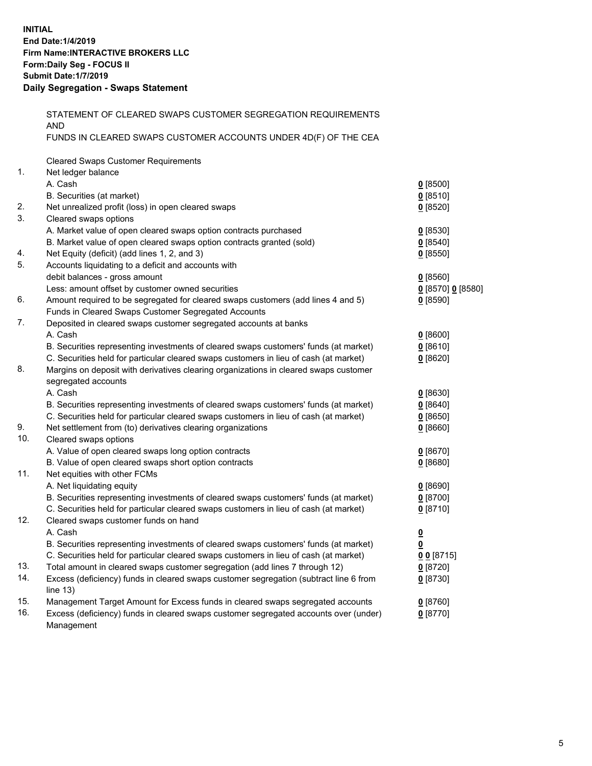**INITIAL**
**End Date:1/4/2019**
**Firm Name:INTERACTIVE BROKERS LLC**
**Form:Daily Seg - FOCUS II**
**Submit Date:1/7/2019**
**Daily Segregation - Swaps Statement**

STATEMENT OF CLEARED SWAPS CUSTOMER SEGREGATION REQUIREMENTS
AND
FUNDS IN CLEARED SWAPS CUSTOMER ACCOUNTS UNDER 4D(F) OF THE CEA

| | | |
|---|---|---|
| | Cleared Swaps Customer Requirements | |
| 1. | Net ledger balance | |
| | A. Cash | 0 [8500] |
| | B. Securities (at market) | 0 [8510] |
| 2. | Net unrealized profit (loss) in open cleared swaps | 0 [8520] |
| 3. | Cleared swaps options | |
| | A. Market value of open cleared swaps option contracts purchased | 0 [8530] |
| | B. Market value of open cleared swaps option contracts granted (sold) | 0 [8540] |
| 4. | Net Equity (deficit) (add lines 1, 2, and 3) | 0 [8550] |
| 5. | Accounts liquidating to a deficit and accounts with | |
| | debit balances - gross amount | 0 [8560] |
| | Less: amount offset by customer owned securities | 0 [8570] 0 [8580] |
| 6. | Amount required to be segregated for cleared swaps customers (add lines 4 and 5) | 0 [8590] |
| | Funds in Cleared Swaps Customer Segregated Accounts | |
| 7. | Deposited in cleared swaps customer segregated accounts at banks | |
| | A. Cash | 0 [8600] |
| | B. Securities representing investments of cleared swaps customers' funds (at market) | 0 [8610] |
| | C. Securities held for particular cleared swaps customers in lieu of cash (at market) | 0 [8620] |
| 8. | Margins on deposit with derivatives clearing organizations in cleared swaps customer segregated accounts | |
| | A. Cash | 0 [8630] |
| | B. Securities representing investments of cleared swaps customers' funds (at market) | 0 [8640] |
| | C. Securities held for particular cleared swaps customers in lieu of cash (at market) | 0 [8650] |
| 9. | Net settlement from (to) derivatives clearing organizations | 0 [8660] |
| 10. | Cleared swaps options | |
| | A. Value of open cleared swaps long option contracts | 0 [8670] |
| | B. Value of open cleared swaps short option contracts | 0 [8680] |
| 11. | Net equities with other FCMs | |
| | A. Net liquidating equity | 0 [8690] |
| | B. Securities representing investments of cleared swaps customers' funds (at market) | 0 [8700] |
| | C. Securities held for particular cleared swaps customers in lieu of cash (at market) | 0 [8710] |
| 12. | Cleared swaps customer funds on hand | |
| | A. Cash | 0 |
| | B. Securities representing investments of cleared swaps customers' funds (at market) | 0 |
| | C. Securities held for particular cleared swaps customers in lieu of cash (at market) | 0 0 [8715] |
| 13. | Total amount in cleared swaps customer segregation (add lines 7 through 12) | 0 [8720] |
| 14. | Excess (deficiency) funds in cleared swaps customer segregation (subtract line 6 from line 13) | 0 [8730] |
| 15. | Management Target Amount for Excess funds in cleared swaps segregated accounts | 0 [8760] |
| 16. | Excess (deficiency) funds in cleared swaps customer segregated accounts over (under) Management | 0 [8770] |